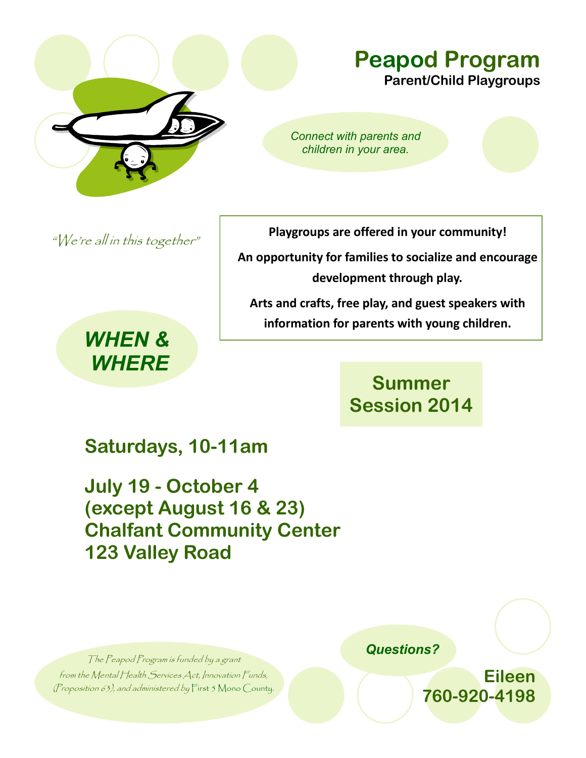# Peapod Program

**Parent/Child Playgroups**

*Connect with parents and children in your area.*

*"We're all in this together"*

**Playgroups are offered in your community!**

**An opportunity for families to socialize and encourage development through play.**

**Arts and crafts, free play, and guest speakers with information for parents with young children.**

## *WHEN & WHERE*

## Summer Session 2014

## Saturdays, 10-11am

## July 19 - October 4 (except August 16 & 23) Chalfant Community Center 123 Valley Road

*The Peapod Program is funded by a grant from the Mental Health Services Act, Innovation Funds, (Proposition 63), and administered by First 5 Mono County.*

***Questions?***

**Eileen**
**760-920-4198**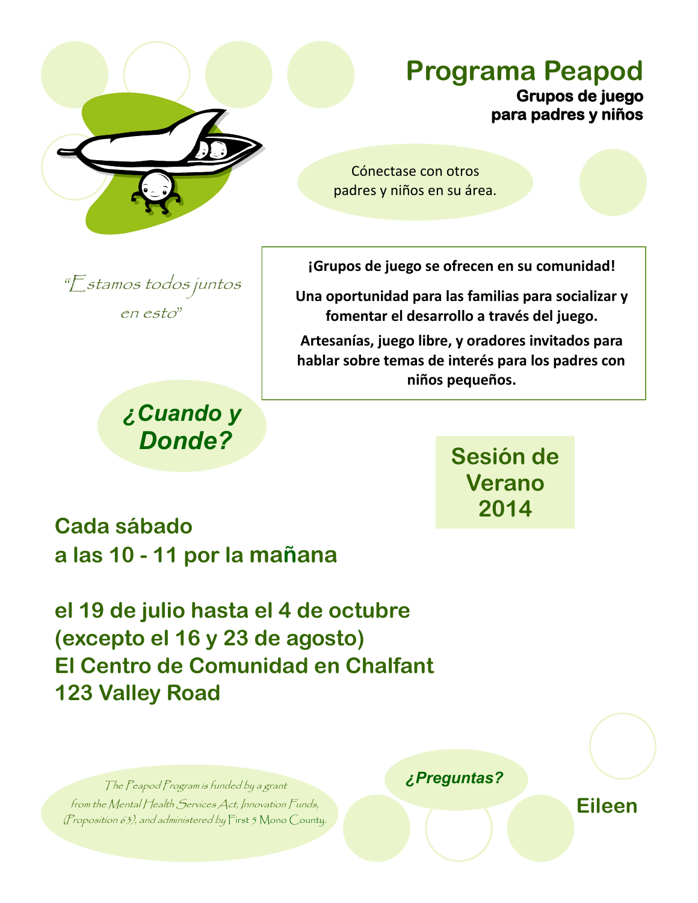# Programa Peapod

**Grupos de juego para padres y niños**

Cónectase con otros padres y niños en su área.

*"Estamos todos juntos en esto"*

**¡Grupos de juego se ofrecen en su comunidad!**

**Una oportunidad para las familias para socializar y fomentar el desarrollo a través del juego.**

**Artesanías, juego libre, y oradores invitados para hablar sobre temas de interés para los padres con niños pequeños.**

## *¿Cuando y Donde?*

## Sesión de Verano 2014

**Cada sábado**
**a las 10 - 11 por la mañana**

**el 19 de julio hasta el 4 de octubre**
**(excepto el 16 y 23 de agosto)**
**El Centro de Comunidad en Chalfant**
**123 Valley Road**

*The Peapod Program is funded by a grant from the Mental Health Services Act, Innovation Funds, (Proposition 63), and administered by First 5 Mono County.*

***¿Preguntas?***

**Eileen**